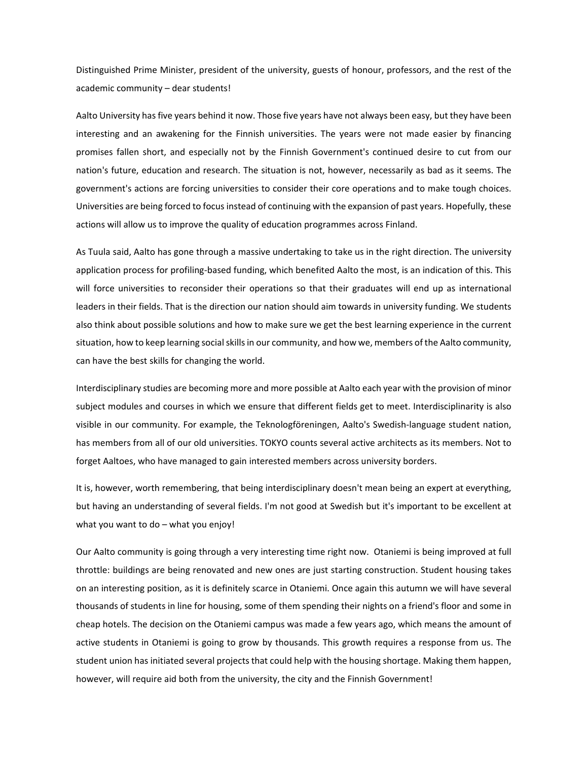Distinguished Prime Minister, president of the university, guests of honour, professors, and the rest of the academic community – dear students!

Aalto University has five years behind it now. Those five years have not always been easy, but they have been interesting and an awakening for the Finnish universities. The years were not made easier by financing promises fallen short, and especially not by the Finnish Government's continued desire to cut from our nation's future, education and research. The situation is not, however, necessarily as bad as it seems. The government's actions are forcing universities to consider their core operations and to make tough choices. Universities are being forced to focus instead of continuing with the expansion of past years. Hopefully, these actions will allow us to improve the quality of education programmes across Finland.

As Tuula said, Aalto has gone through a massive undertaking to take us in the right direction. The university application process for profiling-based funding, which benefited Aalto the most, is an indication of this. This will force universities to reconsider their operations so that their graduates will end up as international leaders in their fields. That is the direction our nation should aim towards in university funding. We students also think about possible solutions and how to make sure we get the best learning experience in the current situation, how to keep learning social skills in our community, and how we, members of the Aalto community, can have the best skills for changing the world.

Interdisciplinary studies are becoming more and more possible at Aalto each year with the provision of minor subject modules and courses in which we ensure that different fields get to meet. Interdisciplinarity is also visible in our community. For example, the Teknologföreningen, Aalto's Swedish-language student nation, has members from all of our old universities. TOKYO counts several active architects as its members. Not to forget Aaltoes, who have managed to gain interested members across university borders.

It is, however, worth remembering, that being interdisciplinary doesn't mean being an expert at everything, but having an understanding of several fields. I'm not good at Swedish but it's important to be excellent at what you want to do – what you enjoy!

Our Aalto community is going through a very interesting time right now. Otaniemi is being improved at full throttle: buildings are being renovated and new ones are just starting construction. Student housing takes on an interesting position, as it is definitely scarce in Otaniemi. Once again this autumn we will have several thousands of students in line for housing, some of them spending their nights on a friend's floor and some in cheap hotels. The decision on the Otaniemi campus was made a few years ago, which means the amount of active students in Otaniemi is going to grow by thousands. This growth requires a response from us. The student union has initiated several projects that could help with the housing shortage. Making them happen, however, will require aid both from the university, the city and the Finnish Government!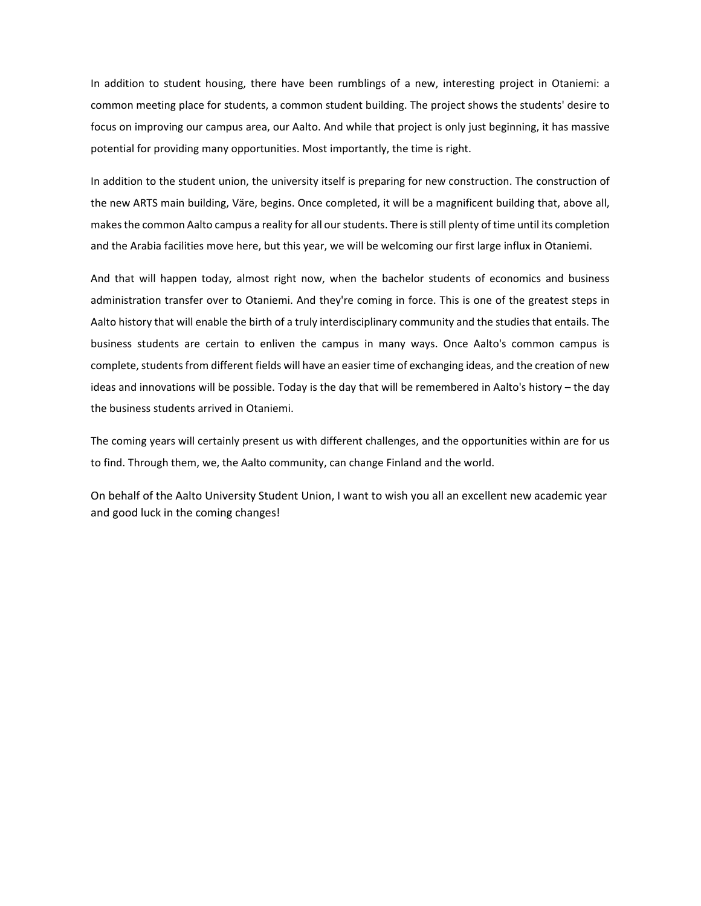In addition to student housing, there have been rumblings of a new, interesting project in Otaniemi: a common meeting place for students, a common student building. The project shows the students' desire to focus on improving our campus area, our Aalto. And while that project is only just beginning, it has massive potential for providing many opportunities. Most importantly, the time is right.

In addition to the student union, the university itself is preparing for new construction. The construction of the new ARTS main building, Väre, begins. Once completed, it will be a magnificent building that, above all, makes the common Aalto campus a reality for all our students. There is still plenty of time until its completion and the Arabia facilities move here, but this year, we will be welcoming our first large influx in Otaniemi.

And that will happen today, almost right now, when the bachelor students of economics and business administration transfer over to Otaniemi. And they're coming in force. This is one of the greatest steps in Aalto history that will enable the birth of a truly interdisciplinary community and the studies that entails. The business students are certain to enliven the campus in many ways. Once Aalto's common campus is complete, students from different fields will have an easier time of exchanging ideas, and the creation of new ideas and innovations will be possible. Today is the day that will be remembered in Aalto's history – the day the business students arrived in Otaniemi.

The coming years will certainly present us with different challenges, and the opportunities within are for us to find. Through them, we, the Aalto community, can change Finland and the world.

On behalf of the Aalto University Student Union, I want to wish you all an excellent new academic year and good luck in the coming changes!